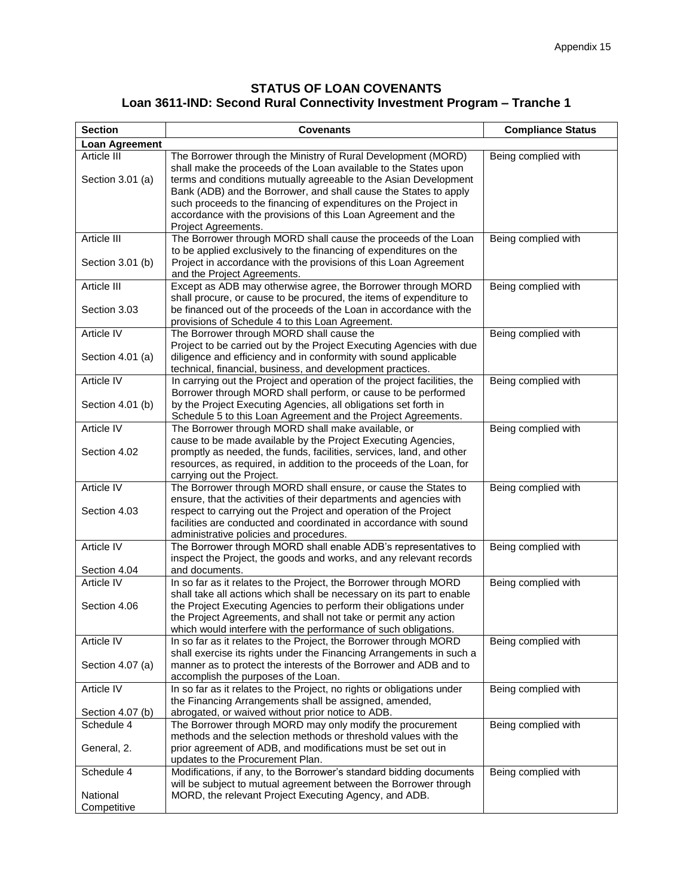Appendix 15

## STATUS OF LOAN COVENANTS
## Loan 3611-IND: Second Rural Connectivity Investment Program – Tranche 1

| Section | Covenants | Compliance Status |
|---|---|---|
| **Loan Agreement** | | |
| Article III<br><br>Section 3.01 (a) | The Borrower through the Ministry of Rural Development (MORD) shall make the proceeds of the Loan available to the States upon terms and conditions mutually agreeable to the Asian Development Bank (ADB) and the Borrower, and shall cause the States to apply such proceeds to the financing of expenditures on the Project in accordance with the provisions of this Loan Agreement and the Project Agreements. | Being complied with |
| Article III<br><br>Section 3.01 (b) | The Borrower through MORD shall cause the proceeds of the Loan to be applied exclusively to the financing of expenditures on the Project in accordance with the provisions of this Loan Agreement and the Project Agreements. | Being complied with |
| Article III<br><br>Section 3.03 | Except as ADB may otherwise agree, the Borrower through MORD shall procure, or cause to be procured, the items of expenditure to be financed out of the proceeds of the Loan in accordance with the provisions of Schedule 4 to this Loan Agreement. | Being complied with |
| Article IV<br><br>Section 4.01 (a) | The Borrower through MORD shall cause the Project to be carried out by the Project Executing Agencies with due diligence and efficiency and in conformity with sound applicable technical, financial, business, and development practices. | Being complied with |
| Article IV<br><br>Section 4.01 (b) | In carrying out the Project and operation of the project facilities, the Borrower through MORD shall perform, or cause to be performed by the Project Executing Agencies, all obligations set forth in Schedule 5 to this Loan Agreement and the Project Agreements. | Being complied with |
| Article IV<br><br>Section 4.02 | The Borrower through MORD shall make available, or cause to be made available by the Project Executing Agencies, promptly as needed, the funds, facilities, services, land, and other resources, as required, in addition to the proceeds of the Loan, for carrying out the Project. | Being complied with |
| Article IV<br><br>Section 4.03 | The Borrower through MORD shall ensure, or cause the States to ensure, that the activities of their departments and agencies with respect to carrying out the Project and operation of the Project facilities are conducted and coordinated in accordance with sound administrative policies and procedures. | Being complied with |
| Article IV<br><br>Section 4.04 | The Borrower through MORD shall enable ADB's representatives to inspect the Project, the goods and works, and any relevant records and documents. | Being complied with |
| Article IV<br><br>Section 4.06 | In so far as it relates to the Project, the Borrower through MORD shall take all actions which shall be necessary on its part to enable the Project Executing Agencies to perform their obligations under the Project Agreements, and shall not take or permit any action which would interfere with the performance of such obligations. | Being complied with |
| Article IV<br><br>Section 4.07 (a) | In so far as it relates to the Project, the Borrower through MORD shall exercise its rights under the Financing Arrangements in such a manner as to protect the interests of the Borrower and ADB and to accomplish the purposes of the Loan. | Being complied with |
| Article IV<br><br>Section 4.07 (b) | In so far as it relates to the Project, no rights or obligations under the Financing Arrangements shall be assigned, amended, abrogated, or waived without prior notice to ADB. | Being complied with |
| Schedule 4<br><br>General, 2. | The Borrower through MORD may only modify the procurement methods and the selection methods or threshold values with the prior agreement of ADB, and modifications must be set out in updates to the Procurement Plan. | Being complied with |
| Schedule 4<br><br>National Competitive | Modifications, if any, to the Borrower's standard bidding documents will be subject to mutual agreement between the Borrower through MORD, the relevant Project Executing Agency, and ADB. | Being complied with |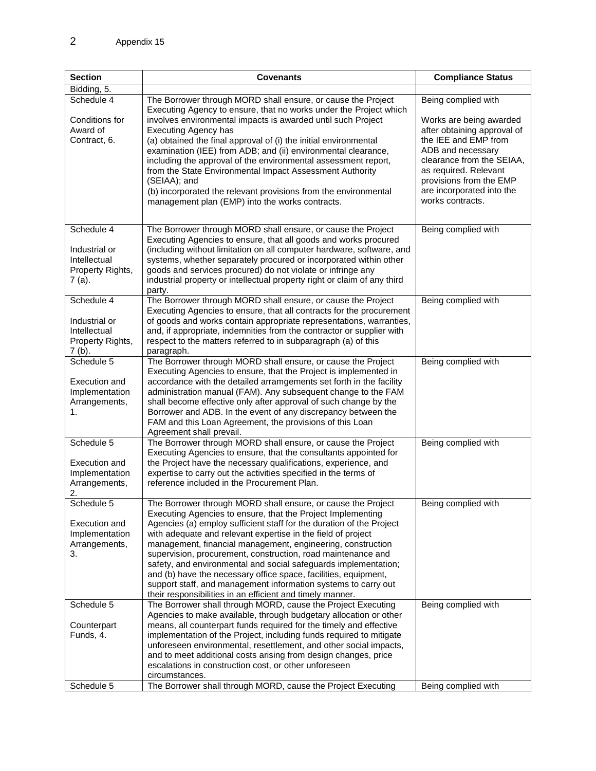| Section | Covenants | Compliance Status |
|---|---|---|
| Bidding, 5. | | |
| Schedule 4<br><br>Conditions for Award of Contract, 6. | The Borrower through MORD shall ensure, or cause the Project Executing Agency to ensure, that no works under the Project which involves environmental impacts is awarded until such Project Executing Agency has<br>(a) obtained the final approval of (i) the initial environmental examination (IEE) from ADB; and (ii) environmental clearance, including the approval of the environmental assessment report, from the State Environmental Impact Assessment Authority (SEIAA); and<br>(b) incorporated the relevant provisions from the environmental management plan (EMP) into the works contracts. | Being complied with<br><br>Works are being awarded after obtaining approval of the IEE and EMP from ADB and necessary clearance from the SEIAA, as required. Relevant provisions from the EMP are incorporated into the works contracts. |
| Schedule 4<br><br>Industrial or Intellectual Property Rights, 7 (a). | The Borrower through MORD shall ensure, or cause the Project Executing Agencies to ensure, that all goods and works procured (including without limitation on all computer hardware, software, and systems, whether separately procured or incorporated within other goods and services procured) do not violate or infringe any industrial property or intellectual property right or claim of any third party. | Being complied with |
| Schedule 4<br><br>Industrial or Intellectual Property Rights, 7 (b). | The Borrower through MORD shall ensure, or cause the Project Executing Agencies to ensure, that all contracts for the procurement of goods and works contain appropriate representations, warranties, and, if appropriate, indemnities from the contractor or supplier with respect to the matters referred to in subparagraph (a) of this paragraph. | Being complied with |
| Schedule 5<br><br>Execution and Implementation Arrangements, 1. | The Borrower through MORD shall ensure, or cause the Project Executing Agencies to ensure, that the Project is implemented in accordance with the detailed arramgements set forth in the facility administration manual (FAM). Any subsequent change to the FAM shall become effective only after approval of such change by the Borrower and ADB. In the event of any discrepancy between the FAM and this Loan Agreement, the provisions of this Loan Agreement shall prevail. | Being complied with |
| Schedule 5<br><br>Execution and Implementation Arrangements, 2. | The Borrower through MORD shall ensure, or cause the Project Executing Agencies to ensure, that the consultants appointed for the Project have the necessary qualifications, experience, and expertise to carry out the activities specified in the terms of reference included in the Procurement Plan. | Being complied with |
| Schedule 5<br><br>Execution and Implementation Arrangements, 3. | The Borrower through MORD shall ensure, or cause the Project Executing Agencies to ensure, that the Project Implementing Agencies (a) employ sufficient staff for the duration of the Project with adequate and relevant expertise in the field of project management, financial management, engineering, construction supervision, procurement, construction, road maintenance and safety, and environmental and social safeguards implementation; and (b) have the necessary office space, facilities, equipment, support staff, and management information systems to carry out their responsibilities in an efficient and timely manner. | Being complied with |
| Schedule 5<br><br>Counterpart Funds, 4. | The Borrower shall through MORD, cause the Project Executing Agencies to make available, through budgetary allocation or other means, all counterpart funds required for the timely and effective implementation of the Project, including funds required to mitigate unforeseen environmental, resettlement, and other social impacts, and to meet additional costs arising from design changes, price escalations in construction cost, or other unforeseen circumstances. | Being complied with |
| Schedule 5 | The Borrower shall through MORD, cause the Project Executing | Being complied with |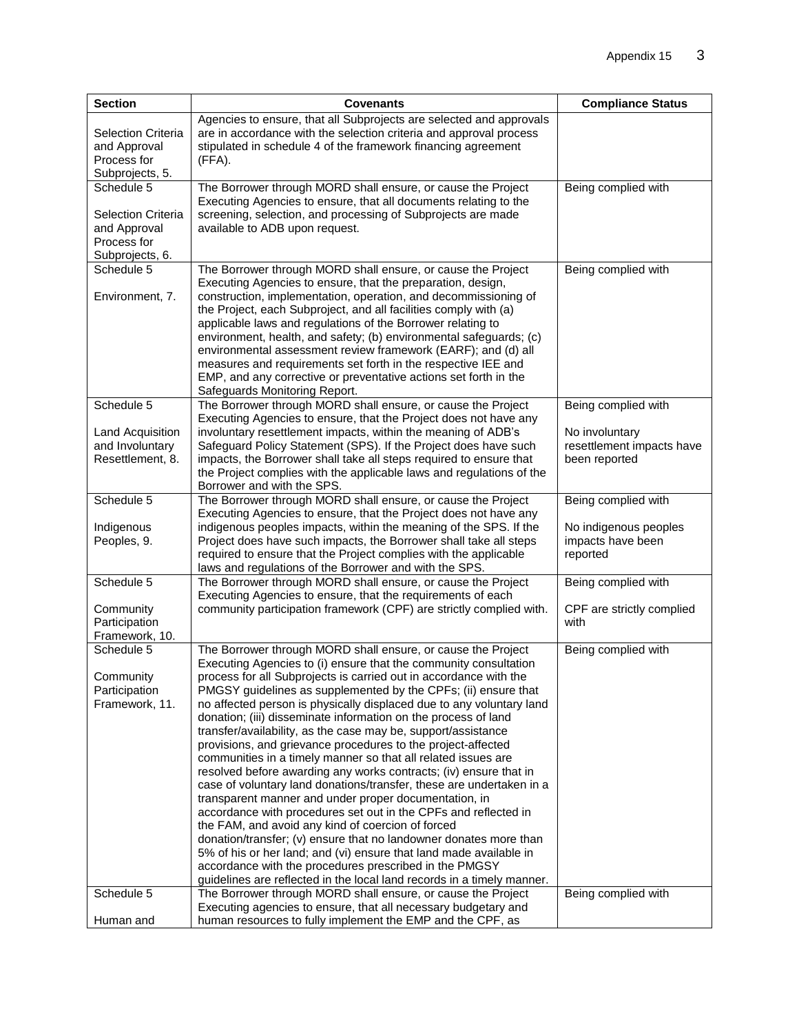| Section | Covenants | Compliance Status |
|---|---|---|
| Selection Criteria and Approval Process for Subprojects, 5. | Agencies to ensure, that all Subprojects are selected and approvals are in accordance with the selection criteria and approval process stipulated in schedule 4 of the framework financing agreement (FFA). | |
| Schedule 5<br><br>Selection Criteria and Approval Process for Subprojects, 6. | The Borrower through MORD shall ensure, or cause the Project Executing Agencies to ensure, that all documents relating to the screening, selection, and processing of Subprojects are made available to ADB upon request. | Being complied with |
| Schedule 5<br><br>Environment, 7. | The Borrower through MORD shall ensure, or cause the Project Executing Agencies to ensure, that the preparation, design, construction, implementation, operation, and decommissioning of the Project, each Subproject, and all facilities comply with (a) applicable laws and regulations of the Borrower relating to environment, health, and safety; (b) environmental safeguards; (c) environmental assessment review framework (EARF); and (d) all measures and requirements set forth in the respective IEE and EMP, and any corrective or preventative actions set forth in the Safeguards Monitoring Report. | Being complied with |
| Schedule 5<br><br>Land Acquisition and Involuntary Resettlement, 8. | The Borrower through MORD shall ensure, or cause the Project Executing Agencies to ensure, that the Project does not have any involuntary resettlement impacts, within the meaning of ADB's Safeguard Policy Statement (SPS). If the Project does have such impacts, the Borrower shall take all steps required to ensure that the Project complies with the applicable laws and regulations of the Borrower and with the SPS. | Being complied with<br><br>No involuntary resettlement impacts have been reported |
| Schedule 5<br><br>Indigenous Peoples, 9. | The Borrower through MORD shall ensure, or cause the Project Executing Agencies to ensure, that the Project does not have any indigenous peoples impacts, within the meaning of the SPS. If the Project does have such impacts, the Borrower shall take all steps required to ensure that the Project complies with the applicable laws and regulations of the Borrower and with the SPS. | Being complied with<br><br>No indigenous peoples impacts have been reported |
| Schedule 5<br><br>Community Participation Framework, 10. | The Borrower through MORD shall ensure, or cause the Project Executing Agencies to ensure, that the requirements of each community participation framework (CPF) are strictly complied with. | Being complied with<br><br>CPF are strictly complied with |
| Schedule 5<br><br>Community Participation Framework, 11. | The Borrower through MORD shall ensure, or cause the Project Executing Agencies to (i) ensure that the community consultation process for all Subprojects is carried out in accordance with the PMGSY guidelines as supplemented by the CPFs; (ii) ensure that no affected person is physically displaced due to any voluntary land donation; (iii) disseminate information on the process of land transfer/availability, as the case may be, support/assistance provisions, and grievance procedures to the project-affected communities in a timely manner so that all related issues are resolved before awarding any works contracts; (iv) ensure that in case of voluntary land donations/transfer, these are undertaken in a transparent manner and under proper documentation, in accordance with procedures set out in the CPFs and reflected in the FAM, and avoid any kind of coercion of forced donation/transfer; (v) ensure that no landowner donates more than 5% of his or her land; and (vi) ensure that land made available in accordance with the procedures prescribed in the PMGSY guidelines are reflected in the local land records in a timely manner. | Being complied with |
| Schedule 5<br><br>Human and | The Borrower through MORD shall ensure, or cause the Project Executing agencies to ensure, that all necessary budgetary and human resources to fully implement the EMP and the CPF, as | Being complied with |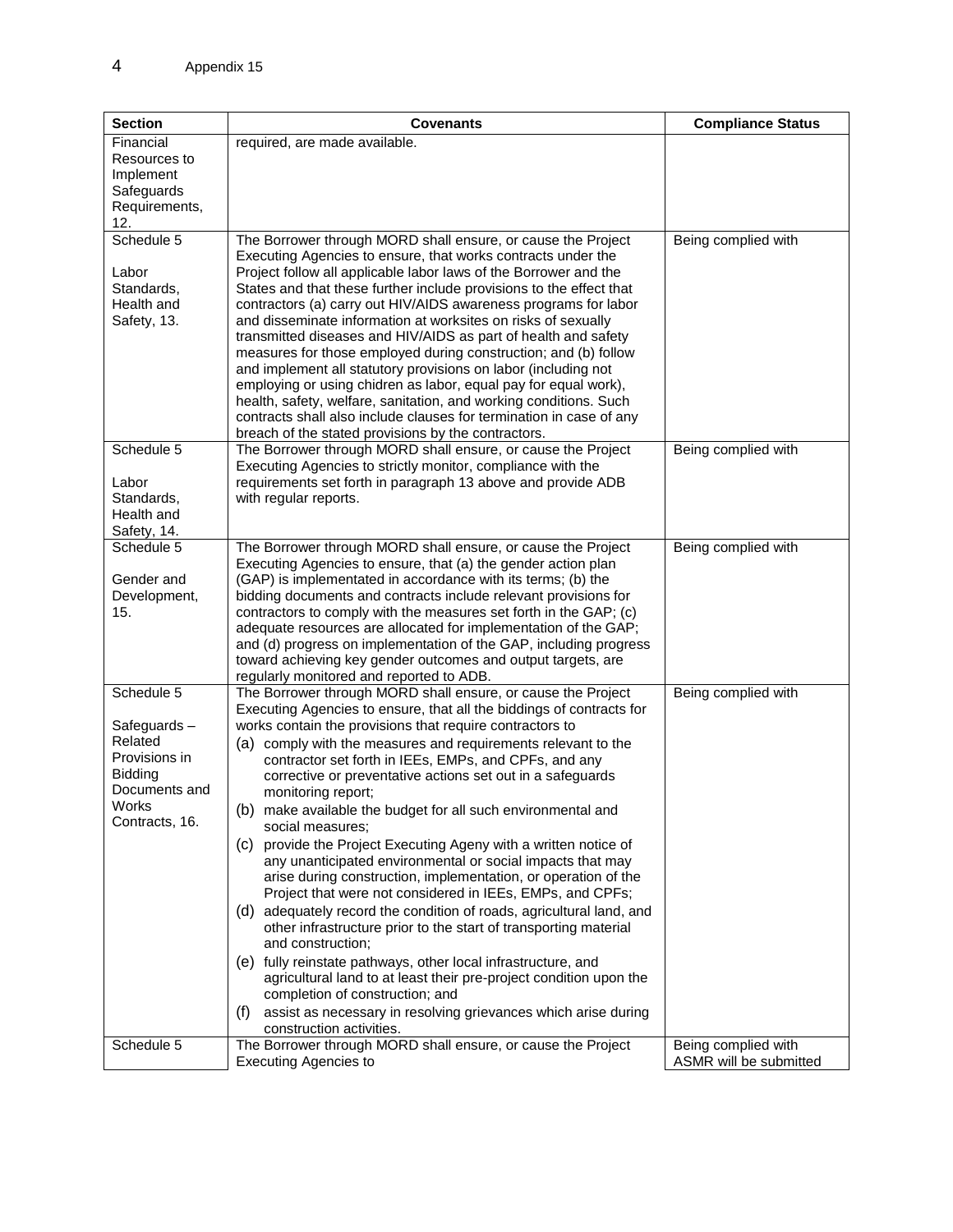| Section | Covenants | Compliance Status |
|---|---|---|
| Financial Resources to Implement Safeguards Requirements, 12. | required, are made available. | |
| Schedule 5<br><br>Labor Standards, Health and Safety, 13. | The Borrower through MORD shall ensure, or cause the Project Executing Agencies to ensure, that works contracts under the Project follow all applicable labor laws of the Borrower and the States and that these further include provisions to the effect that contractors (a) carry out HIV/AIDS awareness programs for labor and disseminate information at worksites on risks of sexually transmitted diseases and HIV/AIDS as part of health and safety measures for those employed during construction; and (b) follow and implement all statutory provisions on labor (including not employing or using chidren as labor, equal pay for equal work), health, safety, welfare, sanitation, and working conditions. Such contracts shall also include clauses for termination in case of any breach of the stated provisions by the contractors. | Being complied with |
| Schedule 5<br><br>Labor Standards, Health and Safety, 14. | The Borrower through MORD shall ensure, or cause the Project Executing Agencies to strictly monitor, compliance with the requirements set forth in paragraph 13 above and provide ADB with regular reports. | Being complied with |
| Schedule 5<br><br>Gender and Development, 15. | The Borrower through MORD shall ensure, or cause the Project Executing Agencies to ensure, that (a) the gender action plan (GAP) is implementated in accordance with its terms; (b) the bidding documents and contracts include relevant provisions for contractors to comply with the measures set forth in the GAP; (c) adequate resources are allocated for implementation of the GAP; and (d) progress on implementation of the GAP, including progress toward achieving key gender outcomes and output targets, are regularly monitored and reported to ADB. | Being complied with |
| Schedule 5<br><br>Safeguards – Related Provisions in Bidding Documents and Works Contracts, 16. | The Borrower through MORD shall ensure, or cause the Project Executing Agencies to ensure, that all the biddings of contracts for works contain the provisions that require contractors to<br>(a) comply with the measures and requirements relevant to the contractor set forth in IEEs, EMPs, and CPFs, and any corrective or preventative actions set out in a safeguards monitoring report;<br>(b) make available the budget for all such environmental and social measures;<br>(c) provide the Project Executing Ageny with a written notice of any unanticipated environmental or social impacts that may arise during construction, implementation, or operation of the Project that were not considered in IEEs, EMPs, and CPFs;<br>(d) adequately record the condition of roads, agricultural land, and other infrastructure prior to the start of transporting material and construction;<br>(e) fully reinstate pathways, other local infrastructure, and agricultural land to at least their pre-project condition upon the completion of construction; and<br>(f) assist as necessary in resolving grievances which arise during construction activities. | Being complied with |
| Schedule 5 | The Borrower through MORD shall ensure, or cause the Project Executing Agencies to | Being complied with<br>ASMR will be submitted |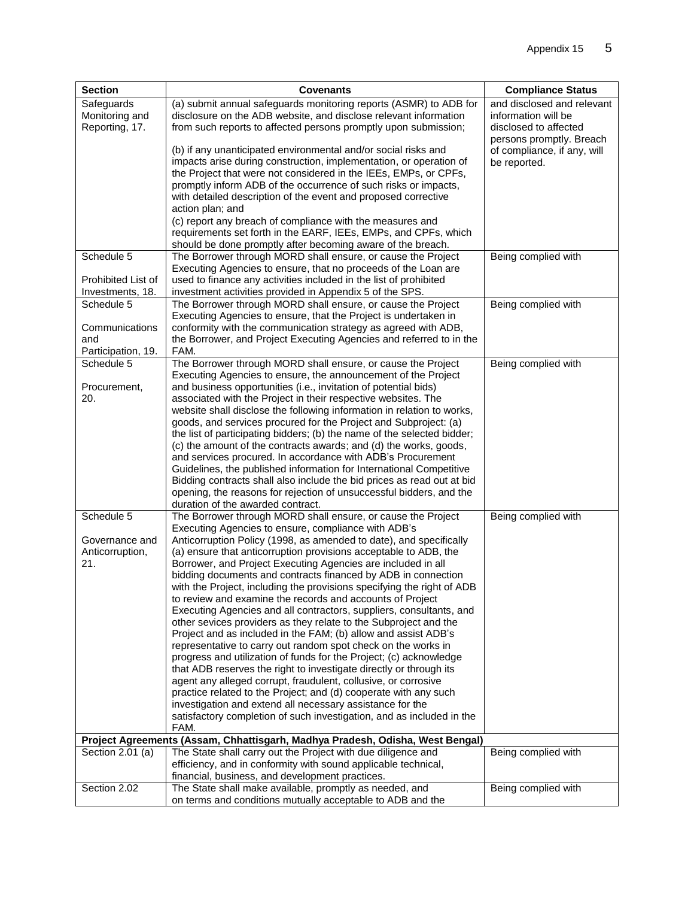| Section | Covenants | Compliance Status |
| --- | --- | --- |
| Safeguards Monitoring and Reporting, 17. | (a) submit annual safeguards monitoring reports (ASMR) to ADB for disclosure on the ADB website, and disclose relevant information from such reports to affected persons promptly upon submission;<br><br>(b) if any unanticipated environmental and/or social risks and impacts arise during construction, implementation, or operation of the Project that were not considered in the IEEs, EMPs, or CPFs, promptly inform ADB of the occurrence of such risks or impacts, with detailed description of the event and proposed corrective action plan; and<br>(c) report any breach of compliance with the measures and requirements set forth in the EARF, IEEs, EMPs, and CPFs, which should be done promptly after becoming aware of the breach. | and disclosed and relevant information will be disclosed to affected persons promptly. Breach of compliance, if any, will be reported. |
| Schedule 5<br><br>Prohibited List of Investments, 18. | The Borrower through MORD shall ensure, or cause the Project Executing Agencies to ensure, that no proceeds of the Loan are used to finance any activities included in the list of prohibited investment activities provided in Appendix 5 of the SPS. | Being complied with |
| Schedule 5<br><br>Communications and Participation, 19. | The Borrower through MORD shall ensure, or cause the Project Executing Agencies to ensure, that the Project is undertaken in conformity with the communication strategy as agreed with ADB, the Borrower, and Project Executing Agencies and referred to in the FAM. | Being complied with |
| Schedule 5<br><br>Procurement, 20. | The Borrower through MORD shall ensure, or cause the Project Executing Agencies to ensure, the announcement of the Project and business opportunities (i.e., invitation of potential bids) associated with the Project in their respective websites. The website shall disclose the following information in relation to works, goods, and services procured for the Project and Subproject: (a) the list of participating bidders; (b) the name of the selected bidder; (c) the amount of the contracts awards; and (d) the works, goods, and services procured. In accordance with ADB's Procurement Guidelines, the published information for International Competitive Bidding contracts shall also include the bid prices as read out at bid opening, the reasons for rejection of unsuccessful bidders, and the duration of the awarded contract. | Being complied with |
| Schedule 5<br><br>Governance and Anticorruption, 21. | The Borrower through MORD shall ensure, or cause the Project Executing Agencies to ensure, compliance with ADB's Anticorruption Policy (1998, as amended to date), and specifically (a) ensure that anticorruption provisions acceptable to ADB, the Borrower, and Project Executing Agencies are included in all bidding documents and contracts financed by ADB in connection with the Project, including the provisions specifying the right of ADB to review and examine the records and accounts of Project Executing Agencies and all contractors, suppliers, consultants, and other sevices providers as they relate to the Subproject and the Project and as included in the FAM; (b) allow and assist ADB's representative to carry out random spot check on the works in progress and utilization of funds for the Project; (c) acknowledge that ADB reserves the right to investigate directly or through its agent any alleged corrupt, fraudulent, collusive, or corrosive practice related to the Project; and (d) cooperate with any such investigation and extend all necessary assistance for the satisfactory completion of such investigation, and as included in the FAM. | Being complied with |
| **Project Agreements (Assam, Chhattisgarh, Madhya Pradesh, Odisha, West Bengal)** | | |
| Section 2.01 (a) | The State shall carry out the Project with due diligence and efficiency, and in conformity with sound applicable technical, financial, business, and development practices. | Being complied with |
| Section 2.02 | The State shall make available, promptly as needed, and on terms and conditions mutually acceptable to ADB and the | Being complied with |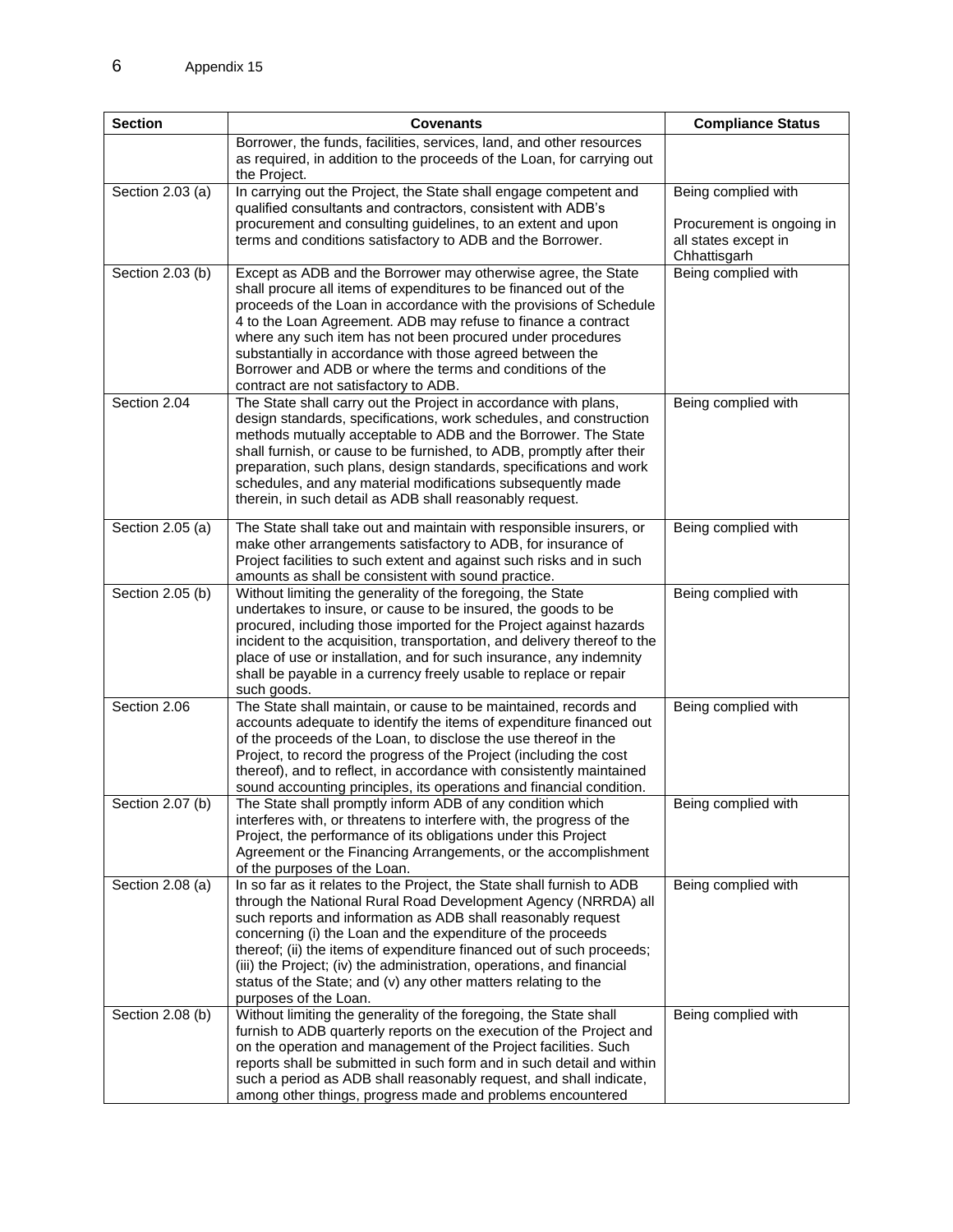| Section | Covenants | Compliance Status |
|---|---|---|
| | Borrower, the funds, facilities, services, land, and other resources as required, in addition to the proceeds of the Loan, for carrying out the Project. | |
| Section 2.03 (a) | In carrying out the Project, the State shall engage competent and qualified consultants and contractors, consistent with ADB's procurement and consulting guidelines, to an extent and upon terms and conditions satisfactory to ADB and the Borrower. | Being complied with<br><br>Procurement is ongoing in all states except in Chhattisgarh |
| Section 2.03 (b) | Except as ADB and the Borrower may otherwise agree, the State shall procure all items of expenditures to be financed out of the proceeds of the Loan in accordance with the provisions of Schedule 4 to the Loan Agreement. ADB may refuse to finance a contract where any such item has not been procured under procedures substantially in accordance with those agreed between the Borrower and ADB or where the terms and conditions of the contract are not satisfactory to ADB. | Being complied with |
| Section 2.04 | The State shall carry out the Project in accordance with plans, design standards, specifications, work schedules, and construction methods mutually acceptable to ADB and the Borrower. The State shall furnish, or cause to be furnished, to ADB, promptly after their preparation, such plans, design standards, specifications and work schedules, and any material modifications subsequently made therein, in such detail as ADB shall reasonably request. | Being complied with |
| Section 2.05 (a) | The State shall take out and maintain with responsible insurers, or make other arrangements satisfactory to ADB, for insurance of Project facilities to such extent and against such risks and in such amounts as shall be consistent with sound practice. | Being complied with |
| Section 2.05 (b) | Without limiting the generality of the foregoing, the State undertakes to insure, or cause to be insured, the goods to be procured, including those imported for the Project against hazards incident to the acquisition, transportation, and delivery thereof to the place of use or installation, and for such insurance, any indemnity shall be payable in a currency freely usable to replace or repair such goods. | Being complied with |
| Section 2.06 | The State shall maintain, or cause to be maintained, records and accounts adequate to identify the items of expenditure financed out of the proceeds of the Loan, to disclose the use thereof in the Project, to record the progress of the Project (including the cost thereof), and to reflect, in accordance with consistently maintained sound accounting principles, its operations and financial condition. | Being complied with |
| Section 2.07 (b) | The State shall promptly inform ADB of any condition which interferes with, or threatens to interfere with, the progress of the Project, the performance of its obligations under this Project Agreement or the Financing Arrangements, or the accomplishment of the purposes of the Loan. | Being complied with |
| Section 2.08 (a) | In so far as it relates to the Project, the State shall furnish to ADB through the National Rural Road Development Agency (NRRDA) all such reports and information as ADB shall reasonably request concerning (i) the Loan and the expenditure of the proceeds thereof; (ii) the items of expenditure financed out of such proceeds; (iii) the Project; (iv) the administration, operations, and financial status of the State; and (v) any other matters relating to the purposes of the Loan. | Being complied with |
| Section 2.08 (b) | Without limiting the generality of the foregoing, the State shall furnish to ADB quarterly reports on the execution of the Project and on the operation and management of the Project facilities. Such reports shall be submitted in such form and in such detail and within such a period as ADB shall reasonably request, and shall indicate, among other things, progress made and problems encountered | Being complied with |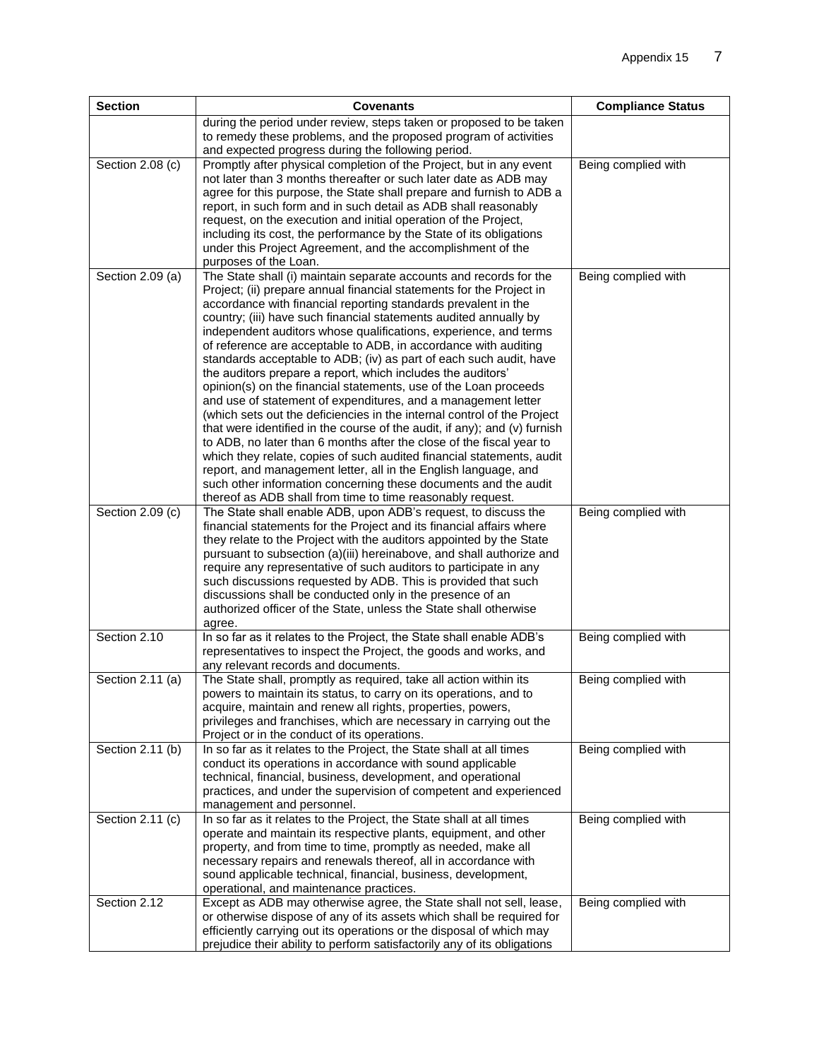| Section | Covenants | Compliance Status |
|---|---|---|
| | during the period under review, steps taken or proposed to be taken to remedy these problems, and the proposed program of activities and expected progress during the following period. | |
| Section 2.08 (c) | Promptly after physical completion of the Project, but in any event not later than 3 months thereafter or such later date as ADB may agree for this purpose, the State shall prepare and furnish to ADB a report, in such form and in such detail as ADB shall reasonably request, on the execution and initial operation of the Project, including its cost, the performance by the State of its obligations under this Project Agreement, and the accomplishment of the purposes of the Loan. | Being complied with |
| Section 2.09 (a) | The State shall (i) maintain separate accounts and records for the Project; (ii) prepare annual financial statements for the Project in accordance with financial reporting standards prevalent in the country; (iii) have such financial statements audited annually by independent auditors whose qualifications, experience, and terms of reference are acceptable to ADB, in accordance with auditing standards acceptable to ADB; (iv) as part of each such audit, have the auditors prepare a report, which includes the auditors' opinion(s) on the financial statements, use of the Loan proceeds and use of statement of expenditures, and a management letter (which sets out the deficiencies in the internal control of the Project that were identified in the course of the audit, if any); and (v) furnish to ADB, no later than 6 months after the close of the fiscal year to which they relate, copies of such audited financial statements, audit report, and management letter, all in the English language, and such other information concerning these documents and the audit thereof as ADB shall from time to time reasonably request. | Being complied with |
| Section 2.09 (c) | The State shall enable ADB, upon ADB's request, to discuss the financial statements for the Project and its financial affairs where they relate to the Project with the auditors appointed by the State pursuant to subsection (a)(iii) hereinabove, and shall authorize and require any representative of such auditors to participate in any such discussions requested by ADB. This is provided that such discussions shall be conducted only in the presence of an authorized officer of the State, unless the State shall otherwise agree. | Being complied with |
| Section 2.10 | In so far as it relates to the Project, the State shall enable ADB's representatives to inspect the Project, the goods and works, and any relevant records and documents. | Being complied with |
| Section 2.11 (a) | The State shall, promptly as required, take all action within its powers to maintain its status, to carry on its operations, and to acquire, maintain and renew all rights, properties, powers, privileges and franchises, which are necessary in carrying out the Project or in the conduct of its operations. | Being complied with |
| Section 2.11 (b) | In so far as it relates to the Project, the State shall at all times conduct its operations in accordance with sound applicable technical, financial, business, development, and operational practices, and under the supervision of competent and experienced management and personnel. | Being complied with |
| Section 2.11 (c) | In so far as it relates to the Project, the State shall at all times operate and maintain its respective plants, equipment, and other property, and from time to time, promptly as needed, make all necessary repairs and renewals thereof, all in accordance with sound applicable technical, financial, business, development, operational, and maintenance practices. | Being complied with |
| Section 2.12 | Except as ADB may otherwise agree, the State shall not sell, lease, or otherwise dispose of any of its assets which shall be required for efficiently carrying out its operations or the disposal of which may prejudice their ability to perform satisfactorily any of its obligations | Being complied with |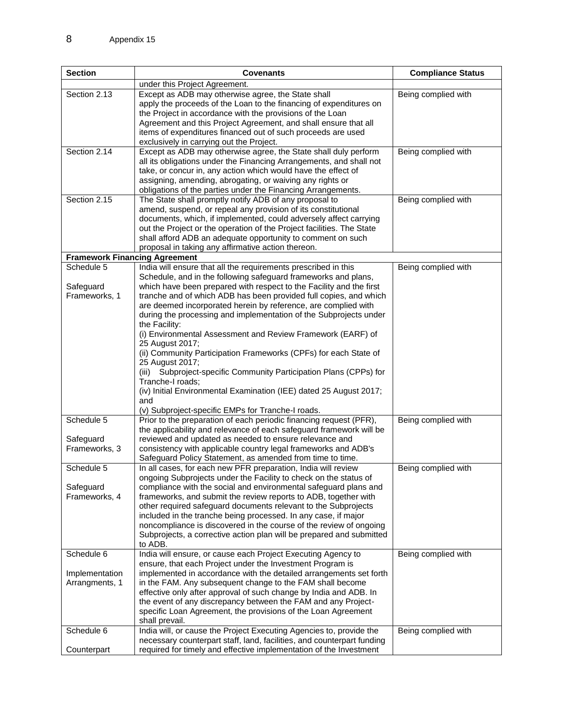| Section | Covenants | Compliance Status |
|---|---|---|
| | under this Project Agreement. | |
| Section 2.13 | Except as ADB may otherwise agree, the State shall apply the proceeds of the Loan to the financing of expenditures on the Project in accordance with the provisions of the Loan Agreement and this Project Agreement, and shall ensure that all items of expenditures financed out of such proceeds are used exclusively in carrying out the Project. | Being complied with |
| Section 2.14 | Except as ADB may otherwise agree, the State shall duly perform all its obligations under the Financing Arrangements, and shall not take, or concur in, any action which would have the effect of assigning, amending, abrogating, or waiving any rights or obligations of the parties under the Financing Arrangements. | Being complied with |
| Section 2.15 | The State shall promptly notify ADB of any proposal to amend, suspend, or repeal any provision of its constitutional documents, which, if implemented, could adversely affect carrying out the Project or the operation of the Project facilities. The State shall afford ADB an adequate opportunity to comment on such proposal in taking any affirmative action thereon. | Being complied with |
| **Framework Financing Agreement** | | |
| Schedule 5<br><br>Safeguard Frameworks, 1 | India will ensure that all the requirements prescribed in this Schedule, and in the following safeguard frameworks and plans, which have been prepared with respect to the Facility and the first tranche and of which ADB has been provided full copies, and which are deemed incorporated herein by reference, are complied with during the processing and implementation of the Subprojects under the Facility:<br>(i) Environmental Assessment and Review Framework (EARF) of 25 August 2017;<br>(ii) Community Participation Frameworks (CPFs) for each State of 25 August 2017;<br>(iii) Subproject-specific Community Participation Plans (CPPs) for Tranche-I roads;<br>(iv) Initial Environmental Examination (IEE) dated 25 August 2017; and<br>(v) Subproject-specific EMPs for Tranche-I roads. | Being complied with |
| Schedule 5<br><br>Safeguard Frameworks, 3 | Prior to the preparation of each periodic financing request (PFR), the applicability and relevance of each safeguard framework will be reviewed and updated as needed to ensure relevance and consistency with applicable country legal frameworks and ADB's Safeguard Policy Statement, as amended from time to time. | Being complied with |
| Schedule 5<br><br>Safeguard Frameworks, 4 | In all cases, for each new PFR preparation, India will review ongoing Subprojects under the Facility to check on the status of compliance with the social and environmental safeguard plans and frameworks, and submit the review reports to ADB, together with other required safeguard documents relevant to the Subprojects included in the tranche being processed. In any case, if major noncompliance is discovered in the course of the review of ongoing Subprojects, a corrective action plan will be prepared and submitted to ADB. | Being complied with |
| Schedule 6<br><br>Implementation Arrangments, 1 | India will ensure, or cause each Project Executing Agency to ensure, that each Project under the Investment Program is implemented in accordance with the detailed arrangements set forth in the FAM. Any subsequent change to the FAM shall become effective only after approval of such change by India and ADB. In the event of any discrepancy between the FAM and any Project-specific Loan Agreement, the provisions of the Loan Agreement shall prevail. | Being complied with |
| Schedule 6<br><br>Counterpart | India will, or cause the Project Executing Agencies to, provide the necessary counterpart staff, land, facilities, and counterpart funding required for timely and effective implementation of the Investment | Being complied with |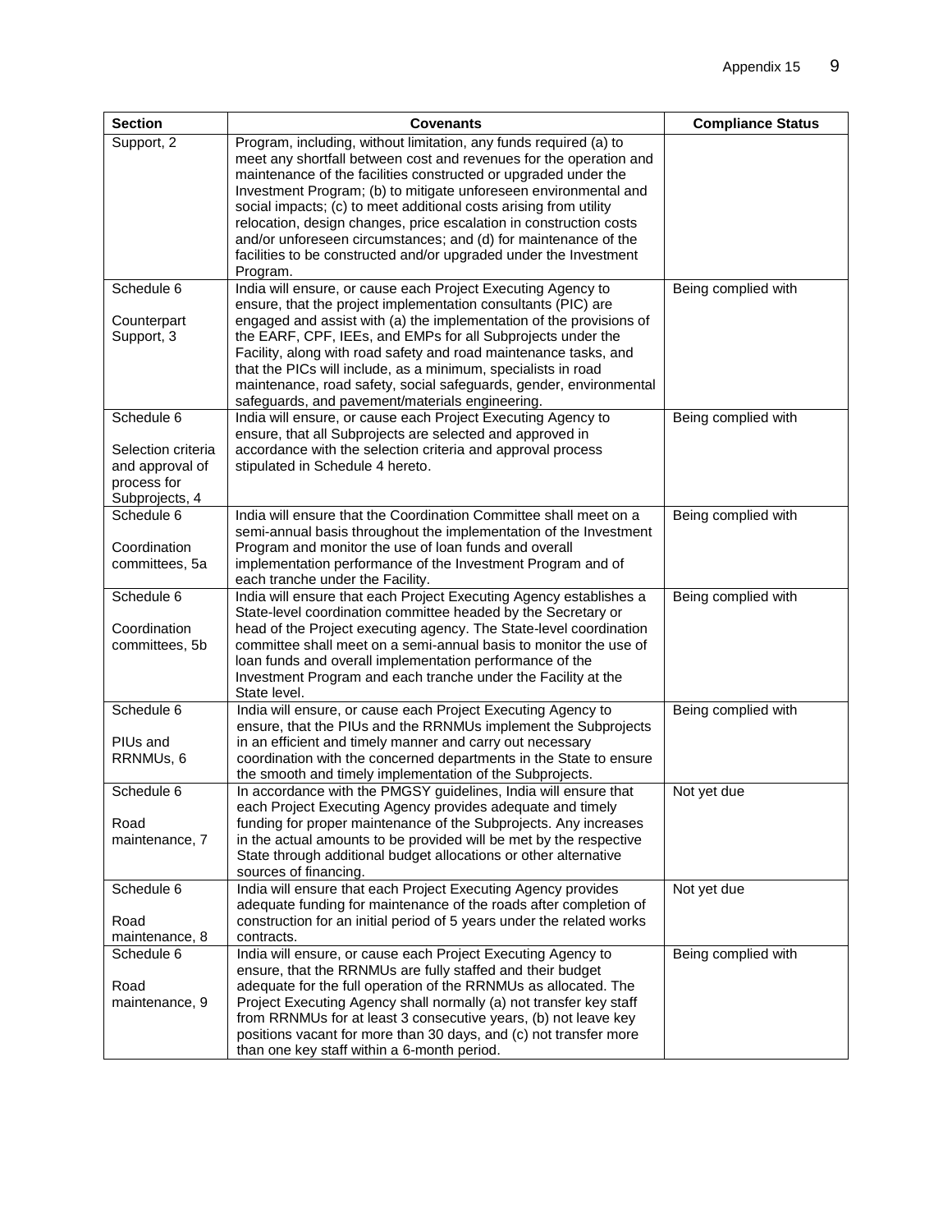| Section | Covenants | Compliance Status |
|---|---|---|
| Support, 2 | Program, including, without limitation, any funds required (a) to meet any shortfall between cost and revenues for the operation and maintenance of the facilities constructed or upgraded under the Investment Program; (b) to mitigate unforeseen environmental and social impacts; (c) to meet additional costs arising from utility relocation, design changes, price escalation in construction costs and/or unforeseen circumstances; and (d) for maintenance of the facilities to be constructed and/or upgraded under the Investment Program. | |
| Schedule 6<br><br>Counterpart Support, 3 | India will ensure, or cause each Project Executing Agency to ensure, that the project implementation consultants (PIC) are engaged and assist with (a) the implementation of the provisions of the EARF, CPF, IEEs, and EMPs for all Subprojects under the Facility, along with road safety and road maintenance tasks, and that the PICs will include, as a minimum, specialists in road maintenance, road safety, social safeguards, gender, environmental safeguards, and pavement/materials engineering. | Being complied with |
| Schedule 6<br><br>Selection criteria and approval of process for Subprojects, 4 | India will ensure, or cause each Project Executing Agency to ensure, that all Subprojects are selected and approved in accordance with the selection criteria and approval process stipulated in Schedule 4 hereto. | Being complied with |
| Schedule 6<br><br>Coordination committees, 5a | India will ensure that the Coordination Committee shall meet on a semi-annual basis throughout the implementation of the Investment Program and monitor the use of loan funds and overall implementation performance of the Investment Program and of each tranche under the Facility. | Being complied with |
| Schedule 6<br><br>Coordination committees, 5b | India will ensure that each Project Executing Agency establishes a State-level coordination committee headed by the Secretary or head of the Project executing agency. The State-level coordination committee shall meet on a semi-annual basis to monitor the use of loan funds and overall implementation performance of the Investment Program and each tranche under the Facility at the State level. | Being complied with |
| Schedule 6<br><br>PIUs and RRNMUs, 6 | India will ensure, or cause each Project Executing Agency to ensure, that the PIUs and the RRNMUs implement the Subprojects in an efficient and timely manner and carry out necessary coordination with the concerned departments in the State to ensure the smooth and timely implementation of the Subprojects. | Being complied with |
| Schedule 6<br><br>Road maintenance, 7 | In accordance with the PMGSY guidelines, India will ensure that each Project Executing Agency provides adequate and timely funding for proper maintenance of the Subprojects. Any increases in the actual amounts to be provided will be met by the respective State through additional budget allocations or other alternative sources of financing. | Not yet due |
| Schedule 6<br><br>Road maintenance, 8 | India will ensure that each Project Executing Agency provides adequate funding for maintenance of the roads after completion of construction for an initial period of 5 years under the related works contracts. | Not yet due |
| Schedule 6<br><br>Road maintenance, 9 | India will ensure, or cause each Project Executing Agency to ensure, that the RRNMUs are fully staffed and their budget adequate for the full operation of the RRNMUs as allocated. The Project Executing Agency shall normally (a) not transfer key staff from RRNMUs for at least 3 consecutive years, (b) not leave key positions vacant for more than 30 days, and (c) not transfer more than one key staff within a 6-month period. | Being complied with |